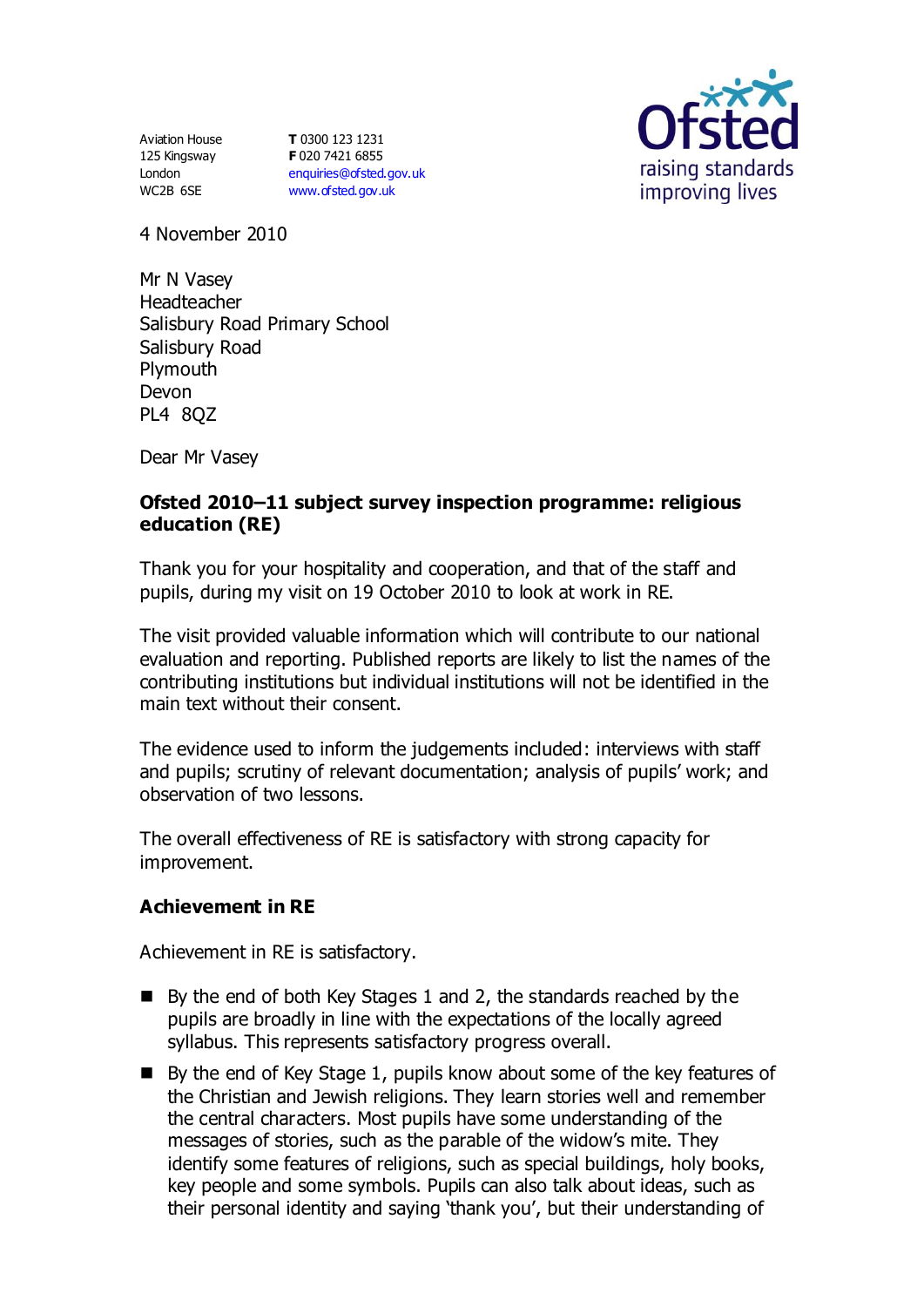Aviation House
125 Kingsway
London
WC2B 6SE

**T** 0300 123 1231
**F** 020 7421 6855
enquiries@ofsted.gov.uk
www.ofsted.gov.uk

Ofsted
raising standards
improving lives

4 November 2010

Mr N Vasey
Headteacher
Salisbury Road Primary School
Salisbury Road
Plymouth
Devon
PL4 8QZ

Dear Mr Vasey

**Ofsted 2010–11 subject survey inspection programme: religious education (RE)**

Thank you for your hospitality and cooperation, and that of the staff and pupils, during my visit on 19 October 2010 to look at work in RE.

The visit provided valuable information which will contribute to our national evaluation and reporting. Published reports are likely to list the names of the contributing institutions but individual institutions will not be identified in the main text without their consent.

The evidence used to inform the judgements included: interviews with staff and pupils; scrutiny of relevant documentation; analysis of pupils' work; and observation of two lessons.

The overall effectiveness of RE is satisfactory with strong capacity for improvement.

**Achievement in RE**

Achievement in RE is satisfactory.

- By the end of both Key Stages 1 and 2, the standards reached by the pupils are broadly in line with the expectations of the locally agreed syllabus. This represents satisfactory progress overall.
- By the end of Key Stage 1, pupils know about some of the key features of the Christian and Jewish religions. They learn stories well and remember the central characters. Most pupils have some understanding of the messages of stories, such as the parable of the widow's mite. They identify some features of religions, such as special buildings, holy books, key people and some symbols. Pupils can also talk about ideas, such as their personal identity and saying 'thank you', but their understanding of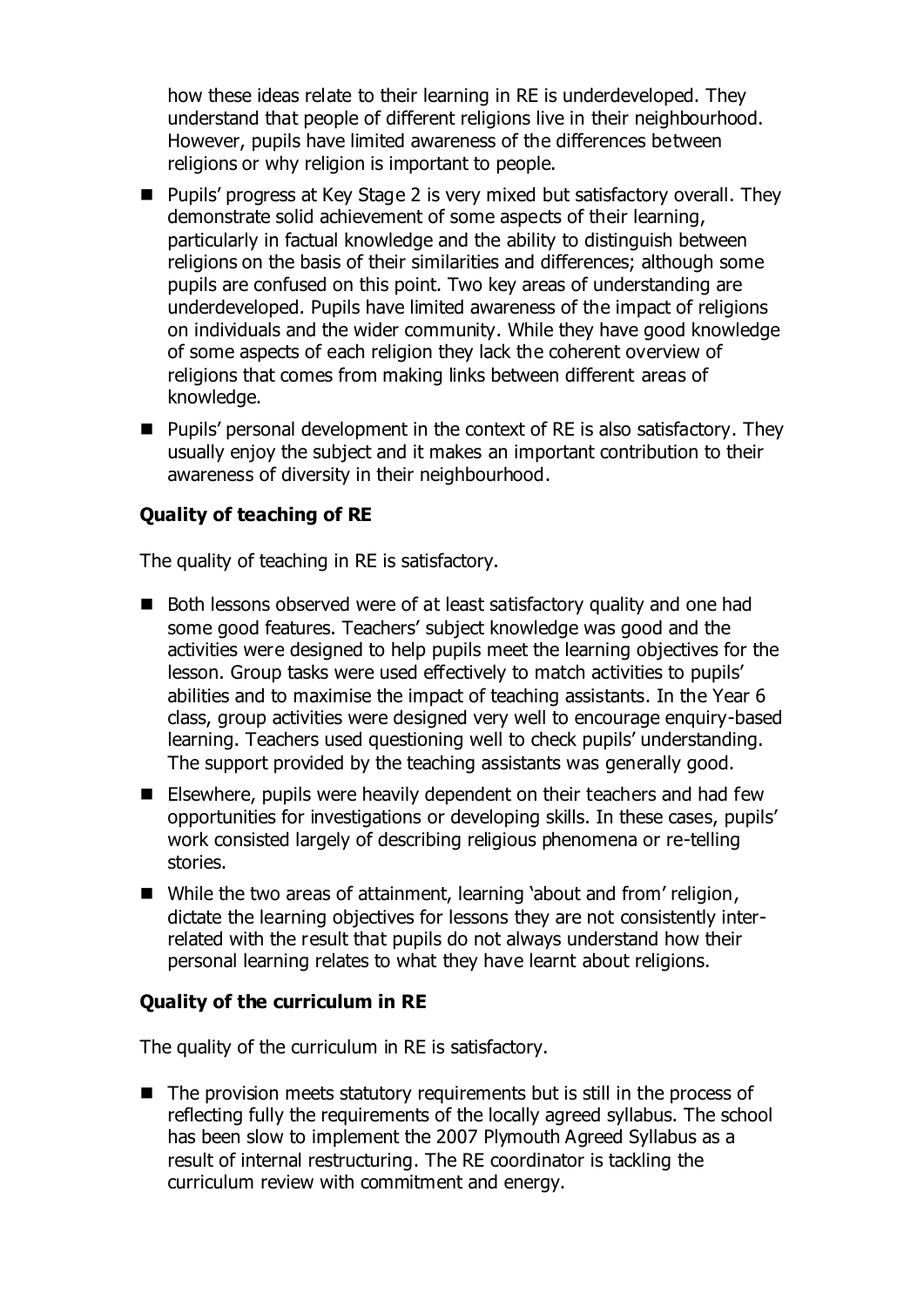how these ideas relate to their learning in RE is underdeveloped. They understand that people of different religions live in their neighbourhood. However, pupils have limited awareness of the differences between religions or why religion is important to people.

- Pupils' progress at Key Stage 2 is very mixed but satisfactory overall. They demonstrate solid achievement of some aspects of their learning, particularly in factual knowledge and the ability to distinguish between religions on the basis of their similarities and differences; although some pupils are confused on this point. Two key areas of understanding are underdeveloped. Pupils have limited awareness of the impact of religions on individuals and the wider community. While they have good knowledge of some aspects of each religion they lack the coherent overview of religions that comes from making links between different areas of knowledge.
- Pupils' personal development in the context of RE is also satisfactory. They usually enjoy the subject and it makes an important contribution to their awareness of diversity in their neighbourhood.

### Quality of teaching of RE

The quality of teaching in RE is satisfactory.

- Both lessons observed were of at least satisfactory quality and one had some good features. Teachers' subject knowledge was good and the activities were designed to help pupils meet the learning objectives for the lesson. Group tasks were used effectively to match activities to pupils' abilities and to maximise the impact of teaching assistants. In the Year 6 class, group activities were designed very well to encourage enquiry-based learning. Teachers used questioning well to check pupils' understanding. The support provided by the teaching assistants was generally good.
- Elsewhere, pupils were heavily dependent on their teachers and had few opportunities for investigations or developing skills. In these cases, pupils' work consisted largely of describing religious phenomena or re-telling stories.
- While the two areas of attainment, learning 'about and from' religion, dictate the learning objectives for lessons they are not consistently inter-related with the result that pupils do not always understand how their personal learning relates to what they have learnt about religions.

### Quality of the curriculum in RE

The quality of the curriculum in RE is satisfactory.

- The provision meets statutory requirements but is still in the process of reflecting fully the requirements of the locally agreed syllabus. The school has been slow to implement the 2007 Plymouth Agreed Syllabus as a result of internal restructuring. The RE coordinator is tackling the curriculum review with commitment and energy.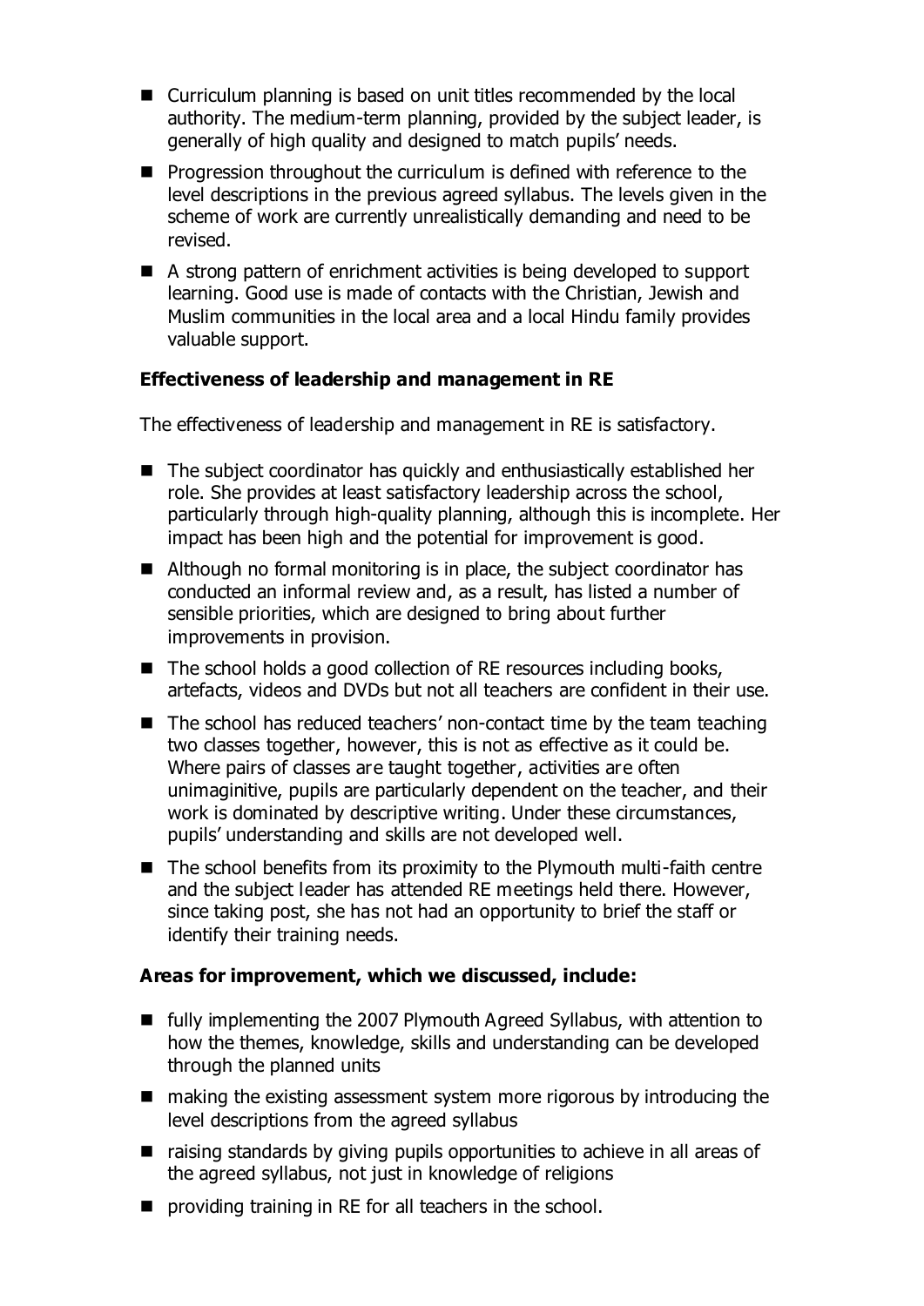- Curriculum planning is based on unit titles recommended by the local authority. The medium-term planning, provided by the subject leader, is generally of high quality and designed to match pupils' needs.
- Progression throughout the curriculum is defined with reference to the level descriptions in the previous agreed syllabus. The levels given in the scheme of work are currently unrealistically demanding and need to be revised.
- A strong pattern of enrichment activities is being developed to support learning. Good use is made of contacts with the Christian, Jewish and Muslim communities in the local area and a local Hindu family provides valuable support.

**Effectiveness of leadership and management in RE**

The effectiveness of leadership and management in RE is satisfactory.

- The subject coordinator has quickly and enthusiastically established her role. She provides at least satisfactory leadership across the school, particularly through high-quality planning, although this is incomplete. Her impact has been high and the potential for improvement is good.
- Although no formal monitoring is in place, the subject coordinator has conducted an informal review and, as a result, has listed a number of sensible priorities, which are designed to bring about further improvements in provision.
- The school holds a good collection of RE resources including books, artefacts, videos and DVDs but not all teachers are confident in their use.
- The school has reduced teachers' non-contact time by the team teaching two classes together, however, this is not as effective as it could be. Where pairs of classes are taught together, activities are often unimaginitive, pupils are particularly dependent on the teacher, and their work is dominated by descriptive writing. Under these circumstances, pupils' understanding and skills are not developed well.
- The school benefits from its proximity to the Plymouth multi-faith centre and the subject leader has attended RE meetings held there. However, since taking post, she has not had an opportunity to brief the staff or identify their training needs.

**Areas for improvement, which we discussed, include:**

- fully implementing the 2007 Plymouth Agreed Syllabus, with attention to how the themes, knowledge, skills and understanding can be developed through the planned units
- making the existing assessment system more rigorous by introducing the level descriptions from the agreed syllabus
- raising standards by giving pupils opportunities to achieve in all areas of the agreed syllabus, not just in knowledge of religions
- providing training in RE for all teachers in the school.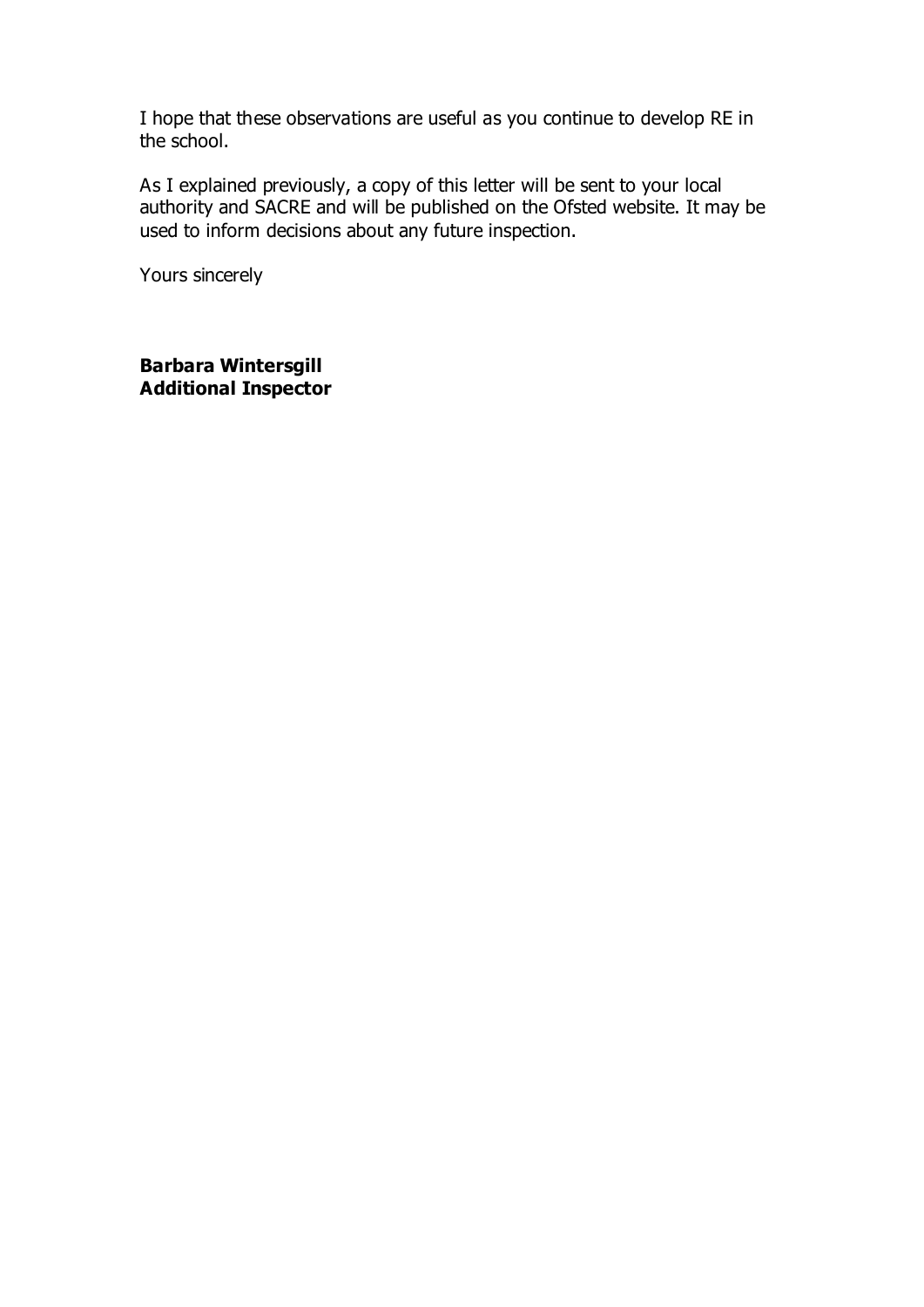I hope that these observations are useful as you continue to develop RE in the school.

As I explained previously, a copy of this letter will be sent to your local authority and SACRE and will be published on the Ofsted website. It may be used to inform decisions about any future inspection.

Yours sincerely

**Barbara Wintersgill**
**Additional Inspector**